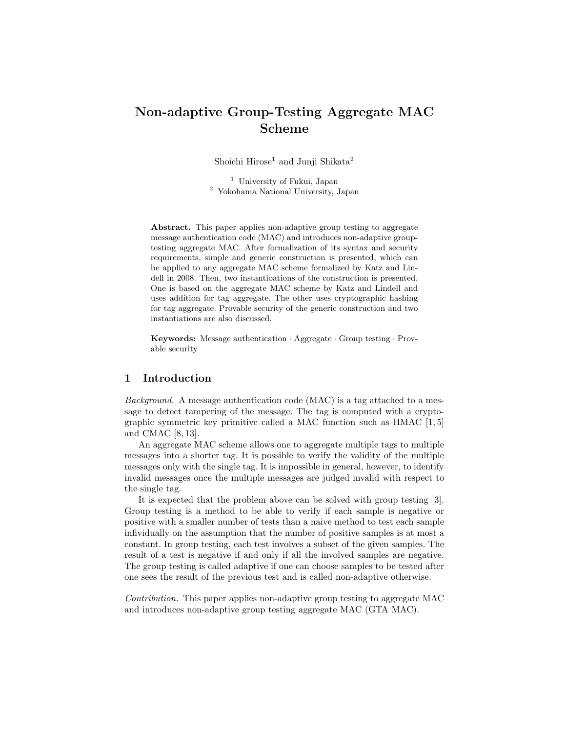# Non-adaptive Group-Testing Aggregate MAC Scheme

Shoichi Hirose[1] and Junji Shikata[2]

[1] University of Fukui, Japan
[2] Yokohama National University, Japan

**Abstract.** This paper applies non-adaptive group testing to aggregate message authentication code (MAC) and introduces non-adaptive group-testing aggregate MAC. After formalization of its syntax and security requirements, simple and generic construction is presented, which can be applied to any aggregate MAC scheme formalized by Katz and Lindell in 2008. Then, two instantioations of the construction is presented. One is based on the aggregate MAC scheme by Katz and Lindell and uses addition for tag aggregate. The other uses cryptographic hashing for tag aggregate. Provable security of the generic construction and two instantiations are also discussed.

**Keywords:** Message authentication · Aggregate · Group testing · Provable security

## 1 Introduction

*Background.* A message authentication code (MAC) is a tag attached to a message to detect tampering of the message. The tag is computed with a cryptographic symmetric key primitive called a MAC function such as HMAC [1, 5] and CMAC [8, 13].

An aggregate MAC scheme allows one to aggregate multiple tags to multiple messages into a shorter tag. It is possible to verify the validity of the multiple messages only with the single tag. It is impossible in general, however, to identify invalid messages once the multiple messages are judged invalid with respect to the single tag.

It is expected that the problem above can be solved with group testing [3]. Group testing is a method to be able to verify if each sample is negative or positive with a smaller number of tests than a naive method to test each sample infividually on the assumption that the number of positive samples is at most a constant. In group testing, each test involves a subset of the given samples. The result of a test is negative if and only if all the involved samples are negative. The group testing is called adaptive if one can choose samples to be tested after one sees the result of the previous test and is called non-adaptive otherwise.

*Contribution.* This paper applies non-adaptive group testing to aggregate MAC and introduces non-adaptive group testing aggregate MAC (GTA MAC).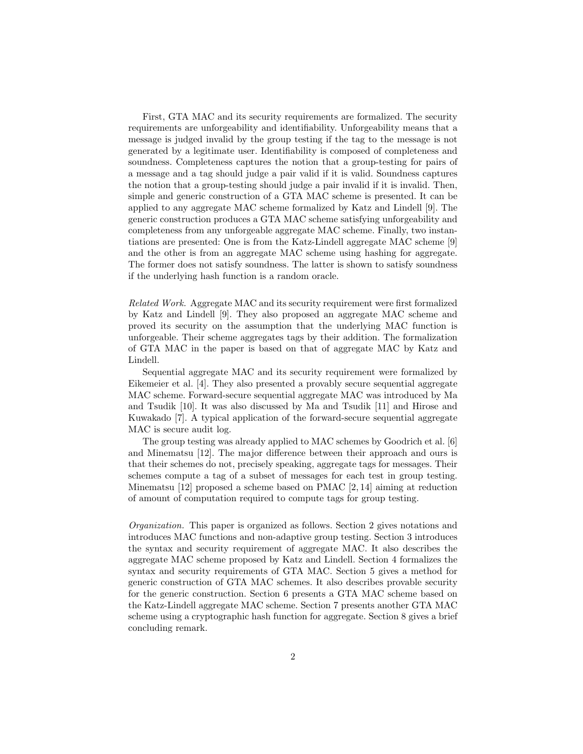First, GTA MAC and its security requirements are formalized. The security requirements are unforgeability and identifiability. Unforgeability means that a message is judged invalid by the group testing if the tag to the message is not generated by a legitimate user. Identifiability is composed of completeness and soundness. Completeness captures the notion that a group-testing for pairs of a message and a tag should judge a pair valid if it is valid. Soundness captures the notion that a group-testing should judge a pair invalid if it is invalid. Then, simple and generic construction of a GTA MAC scheme is presented. It can be applied to any aggregate MAC scheme formalized by Katz and Lindell [9]. The generic construction produces a GTA MAC scheme satisfying unforgeability and completeness from any unforgeable aggregate MAC scheme. Finally, two instantiations are presented: One is from the Katz-Lindell aggregate MAC scheme [9] and the other is from an aggregate MAC scheme using hashing for aggregate. The former does not satisfy soundness. The latter is shown to satisfy soundness if the underlying hash function is a random oracle.

*Related Work.* Aggregate MAC and its security requirement were first formalized by Katz and Lindell [9]. They also proposed an aggregate MAC scheme and proved its security on the assumption that the underlying MAC function is unforgeable. Their scheme aggregates tags by their addition. The formalization of GTA MAC in the paper is based on that of aggregate MAC by Katz and Lindell.

Sequential aggregate MAC and its security requirement were formalized by Eikemeier et al. [4]. They also presented a provably secure sequential aggregate MAC scheme. Forward-secure sequential aggregate MAC was introduced by Ma and Tsudik [10]. It was also discussed by Ma and Tsudik [11] and Hirose and Kuwakado [7]. A typical application of the forward-secure sequential aggregate MAC is secure audit log.

The group testing was already applied to MAC schemes by Goodrich et al. [6] and Minematsu [12]. The major difference between their approach and ours is that their schemes do not, precisely speaking, aggregate tags for messages. Their schemes compute a tag of a subset of messages for each test in group testing. Minematsu [12] proposed a scheme based on PMAC [2, 14] aiming at reduction of amount of computation required to compute tags for group testing.

*Organization.* This paper is organized as follows. Section 2 gives notations and introduces MAC functions and non-adaptive group testing. Section 3 introduces the syntax and security requirement of aggregate MAC. It also describes the aggregate MAC scheme proposed by Katz and Lindell. Section 4 formalizes the syntax and security requirements of GTA MAC. Section 5 gives a method for generic construction of GTA MAC schemes. It also describes provable security for the generic construction. Section 6 presents a GTA MAC scheme based on the Katz-Lindell aggregate MAC scheme. Section 7 presents another GTA MAC scheme using a cryptographic hash function for aggregate. Section 8 gives a brief concluding remark.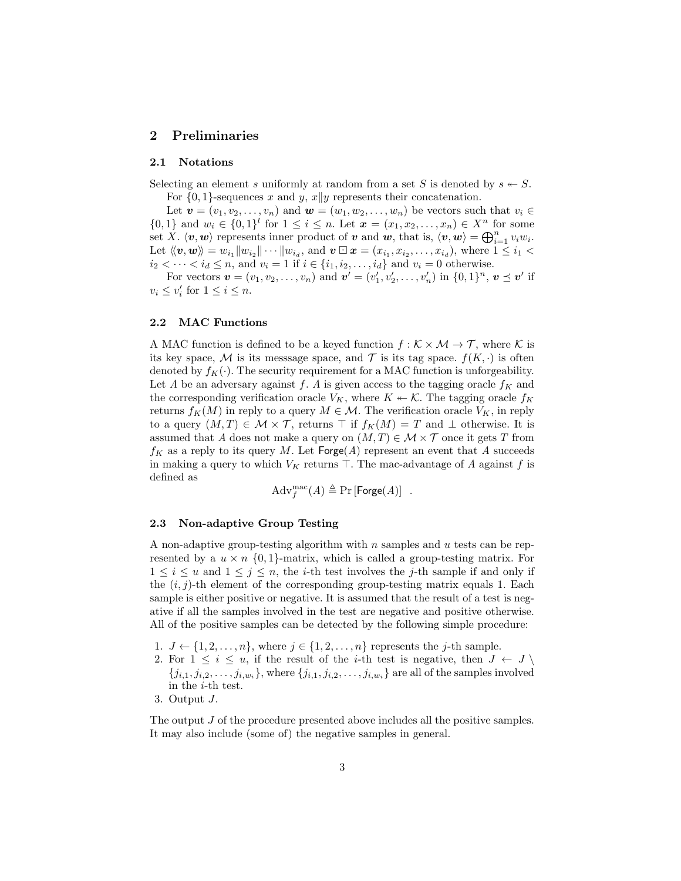## 2 Preliminaries

### 2.1 Notations

Selecting an element $s$ uniformly at random from a set $S$ is denoted by $s \twoheadleftarrow S$.

For $\{0,1\}$-sequences $x$ and $y$, $x \| y$ represents their concatenation.

Let $\boldsymbol{v} = (v_1, v_2, \ldots, v_n)$ and $\boldsymbol{w} = (w_1, w_2, \ldots, w_n)$ be vectors such that $v_i \in \{0,1\}$ and $w_i \in \{0,1\}^l$ for $1 \le i \le n$. Let $\boldsymbol{x} = (x_1, x_2, \ldots, x_n) \in X^n$ for some set $X$. $\langle \boldsymbol{v}, \boldsymbol{w} \rangle$ represents inner product of $\boldsymbol{v}$ and $\boldsymbol{w}$, that is, $\langle \boldsymbol{v}, \boldsymbol{w} \rangle = \bigoplus_{i=1}^{n} v_i w_i$. Let $\langle\!\langle \boldsymbol{v}, \boldsymbol{w} \rangle\!\rangle = w_{i_1} \| w_{i_2} \| \cdots \| w_{i_d}$, and $\boldsymbol{v} \boxdot \boldsymbol{x} = (x_{i_1}, x_{i_2}, \ldots, x_{i_d})$, where $1 \le i_1 < i_2 < \cdots < i_d \le n$, and $v_i = 1$ if $i \in \{i_1, i_2, \ldots, i_d\}$ and $v_i = 0$ otherwise.

For vectors $\boldsymbol{v} = (v_1, v_2, \ldots, v_n)$ and $\boldsymbol{v}' = (v'_1, v'_2, \ldots, v'_n)$ in $\{0,1\}^n$, $\boldsymbol{v} \preceq \boldsymbol{v}'$ if $v_i \le v'_i$ for $1 \le i \le n$.

### 2.2 MAC Functions

A MAC function is defined to be a keyed function $f : \mathcal{K} \times \mathcal{M} \to \mathcal{T}$, where $\mathcal{K}$ is its key space, $\mathcal{M}$ is its messsage space, and $\mathcal{T}$ is its tag space. $f(K, \cdot)$ is often denoted by $f_K(\cdot)$. The security requirement for a MAC function is unforgeability. Let $A$ be an adversary against $f$. $A$ is given access to the tagging oracle $f_K$ and the corresponding verification oracle $V_K$, where $K \twoheadleftarrow \mathcal{K}$. The tagging oracle $f_K$ returns $f_K(M)$ in reply to a query $M \in \mathcal{M}$. The verification oracle $V_K$, in reply to a query $(M, T) \in \mathcal{M} \times \mathcal{T}$, returns $\top$ if $f_K(M) = T$ and $\bot$ otherwise. It is assumed that $A$ does not make a query on $(M, T) \in \mathcal{M} \times \mathcal{T}$ once it gets $T$ from $f_K$ as a reply to its query $M$. Let $\mathsf{Forge}(A)$ represent an event that $A$ succeeds in making a query to which $V_K$ returns $\top$. The mac-advantage of $A$ against $f$ is defined as

$$\mathrm{Adv}_f^{\mathrm{mac}}(A) \triangleq \Pr\left[\mathsf{Forge}(A)\right] \ .$$

### 2.3 Non-adaptive Group Testing

A non-adaptive group-testing algorithm with $n$ samples and $u$ tests can be represented by a $u \times n$ $\{0,1\}$-matrix, which is called a group-testing matrix. For $1 \le i \le u$ and $1 \le j \le n$, the $i$-th test involves the $j$-th sample if and only if the $(i,j)$-th element of the corresponding group-testing matrix equals 1. Each sample is either positive or negative. It is assumed that the result of a test is negative if all the samples involved in the test are negative and positive otherwise. All of the positive samples can be detected by the following simple procedure:

1. $J \leftarrow \{1, 2, \ldots, n\}$, where $j \in \{1, 2, \ldots, n\}$ represents the $j$-th sample.
2. For $1 \le i \le u$, if the result of the $i$-th test is negative, then $J \leftarrow J \setminus \{j_{i,1}, j_{i,2}, \ldots, j_{i,w_i}\}$, where $\{j_{i,1}, j_{i,2}, \ldots, j_{i,w_i}\}$ are all of the samples involved in the $i$-th test.
3. Output $J$.

The output $J$ of the procedure presented above includes all the positive samples. It may also include (some of) the negative samples in general.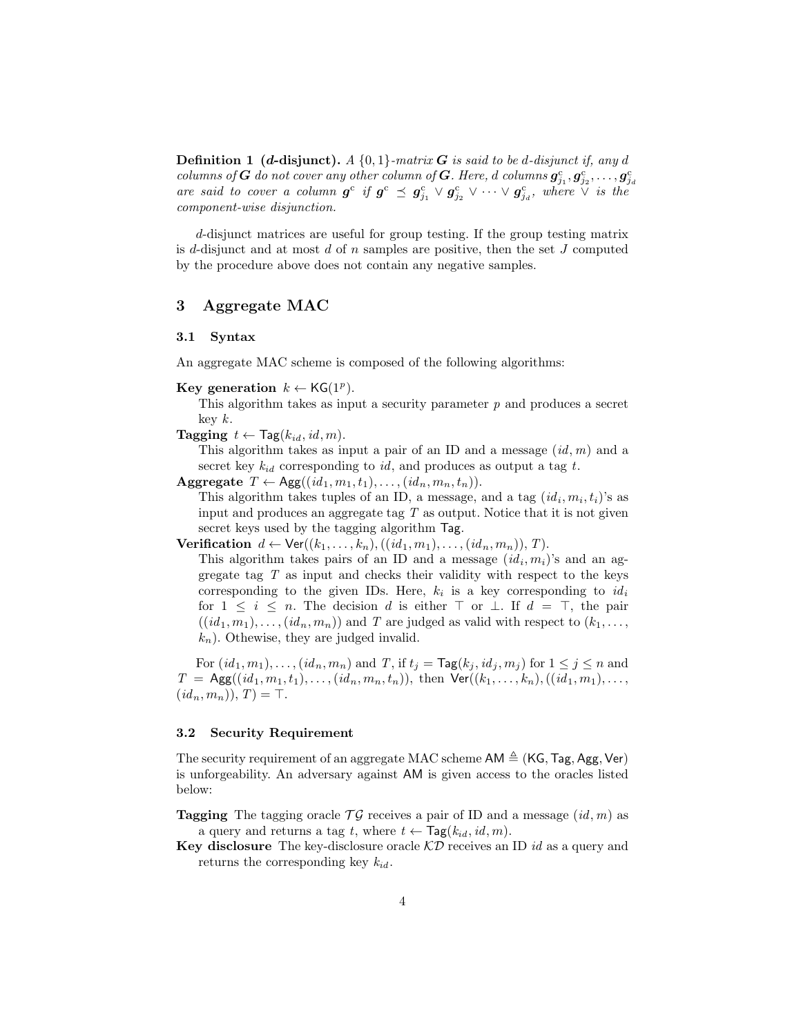**Definition 1 (*d*-disjunct).** *A* $\{0,1\}$*-matrix* $\boldsymbol{G}$ *is said to be* $d$*-disjunct if, any* $d$ *columns of* $\boldsymbol{G}$ *do not cover any other column of* $\boldsymbol{G}$*. Here,* $d$ *columns* $\boldsymbol{g}^{\mathrm{c}}_{j_1}, \boldsymbol{g}^{\mathrm{c}}_{j_2}, \ldots, \boldsymbol{g}^{\mathrm{c}}_{j_d}$ *are said to cover a column* $\boldsymbol{g}^{\mathrm{c}}$ *if* $\boldsymbol{g}^{\mathrm{c}} \preceq \boldsymbol{g}^{\mathrm{c}}_{j_1} \vee \boldsymbol{g}^{\mathrm{c}}_{j_2} \vee \cdots \vee \boldsymbol{g}^{\mathrm{c}}_{j_d}$*, where* $\vee$ *is the component-wise disjunction.*

$d$-disjunct matrices are useful for group testing. If the group testing matrix is $d$-disjunct and at most $d$ of $n$ samples are positive, then the set $J$ computed by the procedure above does not contain any negative samples.

## 3 Aggregate MAC

### 3.1 Syntax

An aggregate MAC scheme is composed of the following algorithms:

**Key generation** $k \leftarrow \mathsf{KG}(1^p)$.
This algorithm takes as input a security parameter $p$ and produces a secret key $k$.

**Tagging** $t \leftarrow \mathsf{Tag}(k_{id}, id, m)$.
This algorithm takes as input a pair of an ID and a message $(id, m)$ and a secret key $k_{id}$ corresponding to $id$, and produces as output a tag $t$.

**Aggregate** $T \leftarrow \mathsf{Agg}((id_1, m_1, t_1), \ldots, (id_n, m_n, t_n))$.
This algorithm takes tuples of an ID, a message, and a tag $(id_i, m_i, t_i)$'s as input and produces an aggregate tag $T$ as output. Notice that it is not given secret keys used by the tagging algorithm $\mathsf{Tag}$.

**Verification** $d \leftarrow \mathsf{Ver}((k_1, \ldots, k_n), ((id_1, m_1), \ldots, (id_n, m_n)), T)$.
This algorithm takes pairs of an ID and a message $(id_i, m_i)$'s and an aggregate tag $T$ as input and checks their validity with respect to the keys corresponding to the given IDs. Here, $k_i$ is a key corresponding to $id_i$ for $1 \leq i \leq n$. The decision $d$ is either $\top$ or $\bot$. If $d = \top$, the pair $((id_1, m_1), \ldots, (id_n, m_n))$ and $T$ are judged as valid with respect to $(k_1, \ldots, k_n)$. Othewise, they are judged invalid.

For $(id_1, m_1), \ldots, (id_n, m_n)$ and $T$, if $t_j = \mathsf{Tag}(k_j, id_j, m_j)$ for $1 \leq j \leq n$ and $T = \mathsf{Agg}((id_1, m_1, t_1), \ldots, (id_n, m_n, t_n))$, then $\mathsf{Ver}((k_1, \ldots, k_n), ((id_1, m_1), \ldots, (id_n, m_n)), T) = \top$.

### 3.2 Security Requirement

The security requirement of an aggregate MAC scheme $\mathsf{AM} \triangleq (\mathsf{KG}, \mathsf{Tag}, \mathsf{Agg}, \mathsf{Ver})$ is unforgeability. An adversary against $\mathsf{AM}$ is given access to the oracles listed below:

**Tagging** The tagging oracle $\mathcal{TG}$ receives a pair of ID and a message $(id, m)$ as a query and returns a tag $t$, where $t \leftarrow \mathsf{Tag}(k_{id}, id, m)$.

**Key disclosure** The key-disclosure oracle $\mathcal{KD}$ receives an ID $id$ as a query and returns the corresponding key $k_{id}$.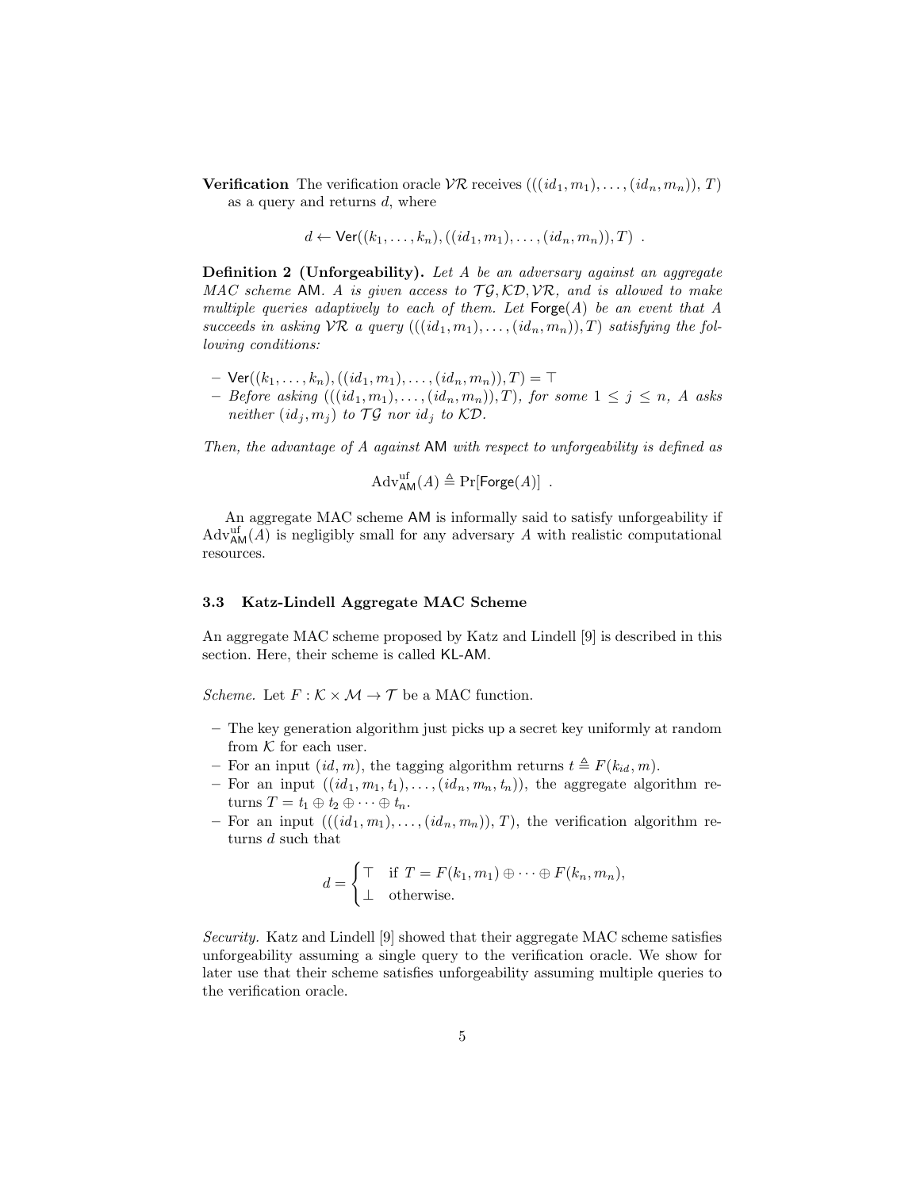**Verification** The verification oracle $\mathcal{VR}$ receives $(((id_1, m_1), \ldots, (id_n, m_n)), T)$ as a query and returns $d$, where

$$d \leftarrow \mathsf{Ver}((k_1, \ldots, k_n), ((id_1, m_1), \ldots, (id_n, m_n)), T) \ .$$

**Definition 2 (Unforgeability).** *Let $A$ be an adversary against an aggregate MAC scheme $\mathsf{AM}$. $A$ is given access to $\mathcal{TG}, \mathcal{KD}, \mathcal{VR}$, and is allowed to make multiple queries adaptively to each of them. Let $\mathsf{Forge}(A)$ be an event that $A$ succeeds in asking $\mathcal{VR}$ a query $(((id_1, m_1), \ldots, (id_n, m_n)), T)$ satisfying the following conditions:*

- $\mathsf{Ver}((k_1, \ldots, k_n), ((id_1, m_1), \ldots, (id_n, m_n)), T) = \top$
- *Before asking $(((id_1, m_1), \ldots, (id_n, m_n)), T)$, for some $1 \leq j \leq n$, $A$ asks neither $(id_j, m_j)$ to $\mathcal{TG}$ nor $id_j$ to $\mathcal{KD}$.*

*Then, the advantage of $A$ against $\mathsf{AM}$ with respect to unforgeability is defined as*

$$\mathrm{Adv}^{\mathrm{uf}}_{\mathsf{AM}}(A) \triangleq \Pr[\mathsf{Forge}(A)] \ .$$

An aggregate MAC scheme $\mathsf{AM}$ is informally said to satisfy unforgeability if $\mathrm{Adv}^{\mathrm{uf}}_{\mathsf{AM}}(A)$ is negligibly small for any adversary $A$ with realistic computational resources.

### 3.3 Katz-Lindell Aggregate MAC Scheme

An aggregate MAC scheme proposed by Katz and Lindell [9] is described in this section. Here, their scheme is called $\mathsf{KL\text{-}AM}$.

*Scheme.* Let $F : \mathcal{K} \times \mathcal{M} \to \mathcal{T}$ be a MAC function.

- The key generation algorithm just picks up a secret key uniformly at random from $\mathcal{K}$ for each user.
- For an input $(id, m)$, the tagging algorithm returns $t \triangleq F(k_{id}, m)$.
- For an input $((id_1, m_1, t_1), \ldots, (id_n, m_n, t_n))$, the aggregate algorithm returns $T = t_1 \oplus t_2 \oplus \cdots \oplus t_n$.
- For an input $(((id_1, m_1), \ldots, (id_n, m_n)), T)$, the verification algorithm returns $d$ such that

$$d = \begin{cases} \top & \text{if } T = F(k_1, m_1) \oplus \cdots \oplus F(k_n, m_n), \\ \bot & \text{otherwise.} \end{cases}$$

*Security.* Katz and Lindell [9] showed that their aggregate MAC scheme satisfies unforgeability assuming a single query to the verification oracle. We show for later use that their scheme satisfies unforgeability assuming multiple queries to the verification oracle.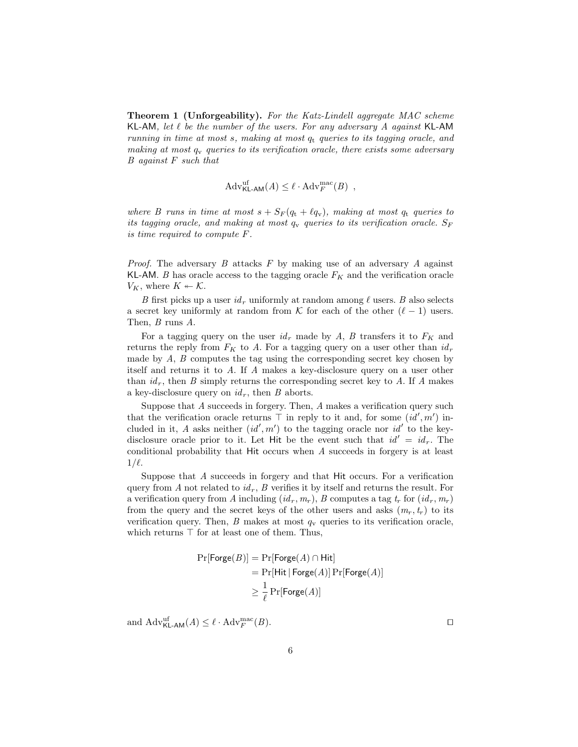**Theorem 1 (Unforgeability).** *For the Katz-Lindell aggregate MAC scheme* $\mathsf{KL\text{-}AM}$*, let* $\ell$ *be the number of the users. For any adversary* $A$ *against* $\mathsf{KL\text{-}AM}$ *running in time at most* $s$*, making at most* $q_{\mathrm{t}}$ *queries to its tagging oracle, and making at most* $q_{\mathrm{v}}$ *queries to its verification oracle, there exists some adversary* $B$ *against* $F$ *such that*

$$\mathrm{Adv}^{\mathrm{uf}}_{\mathsf{KL\text{-}AM}}(A) \le \ell \cdot \mathrm{Adv}^{\mathrm{mac}}_{F}(B) \ ,$$

*where* $B$ *runs in time at most* $s + S_F(q_{\mathrm{t}} + \ell q_{\mathrm{v}})$*, making at most* $q_{\mathrm{t}}$ *queries to its tagging oracle, and making at most* $q_{\mathrm{v}}$ *queries to its verification oracle.* $S_F$ *is time required to compute* $F$*.*

*Proof.* The adversary $B$ attacks $F$ by making use of an adversary $A$ against $\mathsf{KL\text{-}AM}$. $B$ has oracle access to the tagging oracle $F_K$ and the verification oracle $V_K$, where $K \twoheadleftarrow \mathcal{K}$.

$B$ first picks up a user $id_r$ uniformly at random among $\ell$ users. $B$ also selects a secret key uniformly at random from $\mathcal{K}$ for each of the other $(\ell - 1)$ users. Then, $B$ runs $A$.

For a tagging query on the user $id_r$ made by $A$, $B$ transfers it to $F_K$ and returns the reply from $F_K$ to $A$. For a tagging query on a user other than $id_r$ made by $A$, $B$ computes the tag using the corresponding secret key chosen by itself and returns it to $A$. If $A$ makes a key-disclosure query on a user other than $id_r$, then $B$ simply returns the corresponding secret key to $A$. If $A$ makes a key-disclosure query on $id_r$, then $B$ aborts.

Suppose that $A$ succeeds in forgery. Then, $A$ makes a verification query such that the verification oracle returns $\top$ in reply to it and, for some $(id', m')$ included in it, $A$ asks neither $(id', m')$ to the tagging oracle nor $id'$ to the key-disclosure oracle prior to it. Let $\mathsf{Hit}$ be the event such that $id' = id_r$. The conditional probability that $\mathsf{Hit}$ occurs when $A$ succeeds in forgery is at least $1/\ell$.

Suppose that $A$ succeeds in forgery and that $\mathsf{Hit}$ occurs. For a verification query from $A$ not related to $id_r$, $B$ verifies it by itself and returns the result. For a verification query from $A$ including $(id_r, m_r)$, $B$ computes a tag $t_r$ for $(id_r, m_r)$ from the query and the secret keys of the other users and asks $(m_r, t_r)$ to its verification query. Then, $B$ makes at most $q_{\mathrm{v}}$ queries to its verification oracle, which returns $\top$ for at least one of them. Thus,

$$\begin{aligned}
\Pr[\mathsf{Forge}(B)] &= \Pr[\mathsf{Forge}(A) \cap \mathsf{Hit}] \\
&= \Pr[\mathsf{Hit} \mid \mathsf{Forge}(A)] \Pr[\mathsf{Forge}(A)] \\
&\ge \frac{1}{\ell} \Pr[\mathsf{Forge}(A)]
\end{aligned}$$

and $\mathrm{Adv}^{\mathrm{uf}}_{\mathsf{KL\text{-}AM}}(A) \le \ell \cdot \mathrm{Adv}^{\mathrm{mac}}_{F}(B)$. $\square$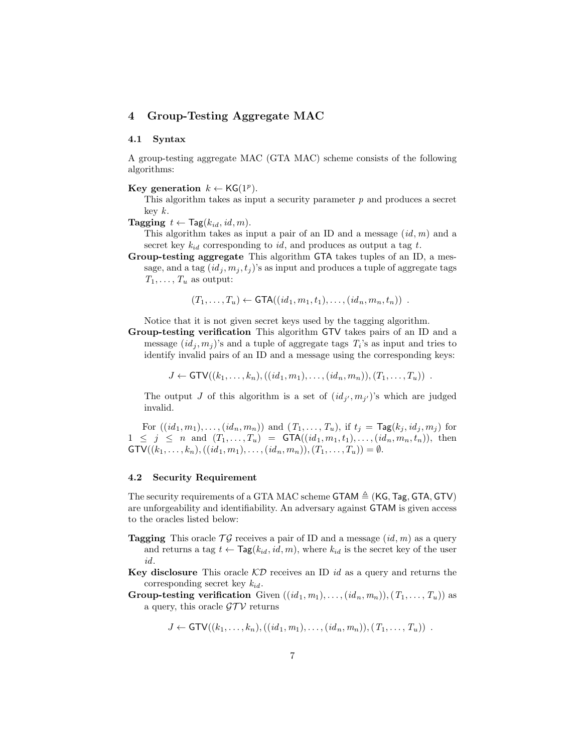## 4 Group-Testing Aggregate MAC

### 4.1 Syntax

A group-testing aggregate MAC (GTA MAC) scheme consists of the following algorithms:

**Key generation** $k \leftarrow \mathsf{KG}(1^p)$.
This algorithm takes as input a security parameter $p$ and produces a secret key $k$.

**Tagging** $t \leftarrow \mathsf{Tag}(k_{id}, id, m)$.
This algorithm takes as input a pair of an ID and a message $(id, m)$ and a secret key $k_{id}$ corresponding to $id$, and produces as output a tag $t$.

**Group-testing aggregate** This algorithm $\mathsf{GTA}$ takes tuples of an ID, a message, and a tag $(id_j, m_j, t_j)$'s as input and produces a tuple of aggregate tags $T_1, \ldots, T_u$ as output:

$$(T_1, \ldots, T_u) \leftarrow \mathsf{GTA}((id_1, m_1, t_1), \ldots, (id_n, m_n, t_n)) \ .$$

Notice that it is not given secret keys used by the tagging algorithm.

**Group-testing verification** This algorithm $\mathsf{GTV}$ takes pairs of an ID and a message $(id_j, m_j)$'s and a tuple of aggregate tags $T_i$'s as input and tries to identify invalid pairs of an ID and a message using the corresponding keys:

$$J \leftarrow \mathsf{GTV}((k_1, \ldots, k_n), ((id_1, m_1), \ldots, (id_n, m_n)), (T_1, \ldots, T_u)) \ .$$

The output $J$ of this algorithm is a set of $(id_{j'}, m_{j'})$'s which are judged invalid.

For $((id_1, m_1), \ldots, (id_n, m_n))$ and $(T_1, \ldots, T_u)$, if $t_j = \mathsf{Tag}(k_j, id_j, m_j)$ for $1 \leq j \leq n$ and $(T_1, \ldots, T_u) = \mathsf{GTA}((id_1, m_1, t_1), \ldots, (id_n, m_n, t_n))$, then $\mathsf{GTV}((k_1, \ldots, k_n), ((id_1, m_1), \ldots, (id_n, m_n)), (T_1, \ldots, T_u)) = \emptyset$.

### 4.2 Security Requirement

The security requirements of a GTA MAC scheme $\mathsf{GTAM} \triangleq (\mathsf{KG}, \mathsf{Tag}, \mathsf{GTA}, \mathsf{GTV})$ are unforgeability and identifiability. An adversary against $\mathsf{GTAM}$ is given access to the oracles listed below:

**Tagging** This oracle $\mathcal{TG}$ receives a pair of ID and a message $(id, m)$ as a query and returns a tag $t \leftarrow \mathsf{Tag}(k_{id}, id, m)$, where $k_{id}$ is the secret key of the user $id$.

**Key disclosure** This oracle $\mathcal{KD}$ receives an ID $id$ as a query and returns the corresponding secret key $k_{id}$.

**Group-testing verification** Given $((id_1, m_1), \ldots, (id_n, m_n)), (T_1, \ldots, T_u))$ as a query, this oracle $\mathcal{GTV}$ returns

$$J \leftarrow \mathsf{GTV}((k_1, \ldots, k_n), ((id_1, m_1), \ldots, (id_n, m_n)), (T_1, \ldots, T_u)) \ .$$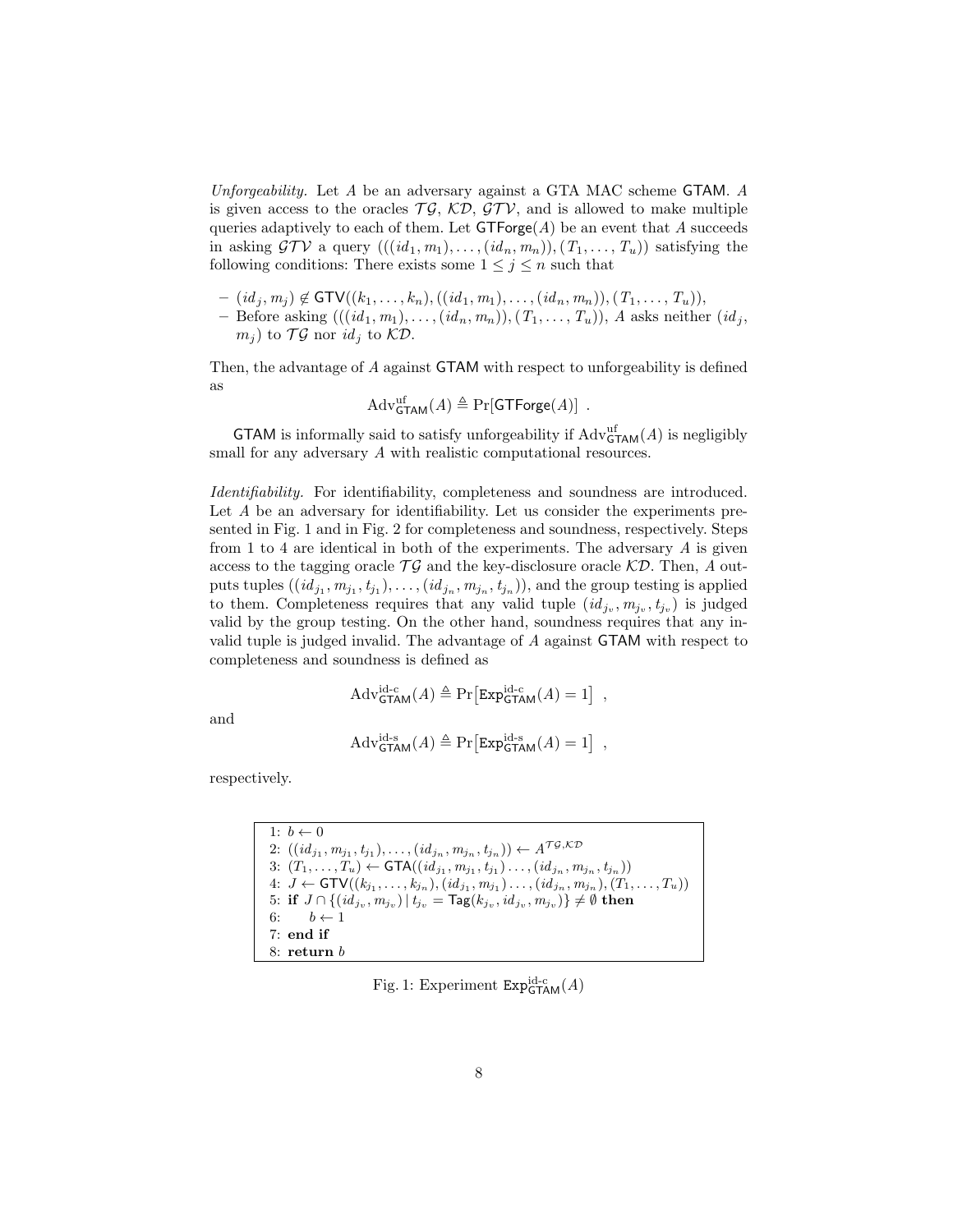*Unforgeability.* Let $A$ be an adversary against a GTA MAC scheme $\mathsf{GTAM}$. $A$ is given access to the oracles $\mathcal{TG}$, $\mathcal{KD}$, $\mathcal{GTV}$, and is allowed to make multiple queries adaptively to each of them. Let $\mathsf{GTForge}(A)$ be an event that $A$ succeeds in asking $\mathcal{GTV}$ a query $(((id_1, m_1), \ldots, (id_n, m_n)), (T_1, \ldots, T_u))$ satisfying the following conditions: There exists some $1 \leq j \leq n$ such that

- $(id_j, m_j) \notin \mathsf{GTV}((k_1, \ldots, k_n), ((id_1, m_1), \ldots, (id_n, m_n)), (T_1, \ldots, T_u))$,
- Before asking $(((id_1, m_1), \ldots, (id_n, m_n)), (T_1, \ldots, T_u))$, $A$ asks neither $(id_j, m_j)$ to $\mathcal{TG}$ nor $id_j$ to $\mathcal{KD}$.

Then, the advantage of $A$ against $\mathsf{GTAM}$ with respect to unforgeability is defined as

$$\mathrm{Adv}^{\mathrm{uf}}_{\mathsf{GTAM}}(A) \triangleq \Pr[\mathsf{GTForge}(A)] \ .$$

$\mathsf{GTAM}$ is informally said to satisfy unforgeability if $\mathrm{Adv}^{\mathrm{uf}}_{\mathsf{GTAM}}(A)$ is negligibly small for any adversary $A$ with realistic computational resources.

*Identifiability.* For identifiability, completeness and soundness are introduced. Let $A$ be an adversary for identifiability. Let us consider the experiments presented in Fig. 1 and in Fig. 2 for completeness and soundness, respectively. Steps from 1 to 4 are identical in both of the experiments. The adversary $A$ is given access to the tagging oracle $\mathcal{TG}$ and the key-disclosure oracle $\mathcal{KD}$. Then, $A$ outputs tuples $((id_{j_1}, m_{j_1}, t_{j_1}), \ldots, (id_{j_n}, m_{j_n}, t_{j_n}))$, and the group testing is applied to them. Completeness requires that any valid tuple $(id_{j_v}, m_{j_v}, t_{j_v})$ is judged valid by the group testing. On the other hand, soundness requires that any invalid tuple is judged invalid. The advantage of $A$ against $\mathsf{GTAM}$ with respect to completeness and soundness is defined as

$$\mathrm{Adv}^{\text{id-c}}_{\mathsf{GTAM}}(A) \triangleq \Pr\bigl[\mathsf{Exp}^{\text{id-c}}_{\mathsf{GTAM}}(A) = 1\bigr] \ ,$$

and

$$\mathrm{Adv}^{\text{id-s}}_{\mathsf{GTAM}}(A) \triangleq \Pr\bigl[\mathsf{Exp}^{\text{id-s}}_{\mathsf{GTAM}}(A) = 1\bigr] \ ,$$

respectively.

```
1: b ← 0
2: ((id_{j_1}, m_{j_1}, t_{j_1}), ..., (id_{j_n}, m_{j_n}, t_{j_n})) ← A^{TG,KD}
3: (T_1, ..., T_u) ← GTA((id_{j_1}, m_{j_1}, t_{j_1}) ..., (id_{j_n}, m_{j_n}, t_{j_n}))
4: J ← GTV((k_{j_1}, ..., k_{j_n}), (id_{j_1}, m_{j_1}) ..., (id_{j_n}, m_{j_n}), (T_1, ..., T_u))
5: if J ∩ {(id_{j_v}, m_{j_v}) | t_{j_v} = Tag(k_{j_v}, id_{j_v}, m_{j_v})} ≠ ∅ then
6:     b ← 1
7: end if
8: return b
```

Fig. 1: Experiment $\mathsf{Exp}^{\text{id-c}}_{\mathsf{GTAM}}(A)$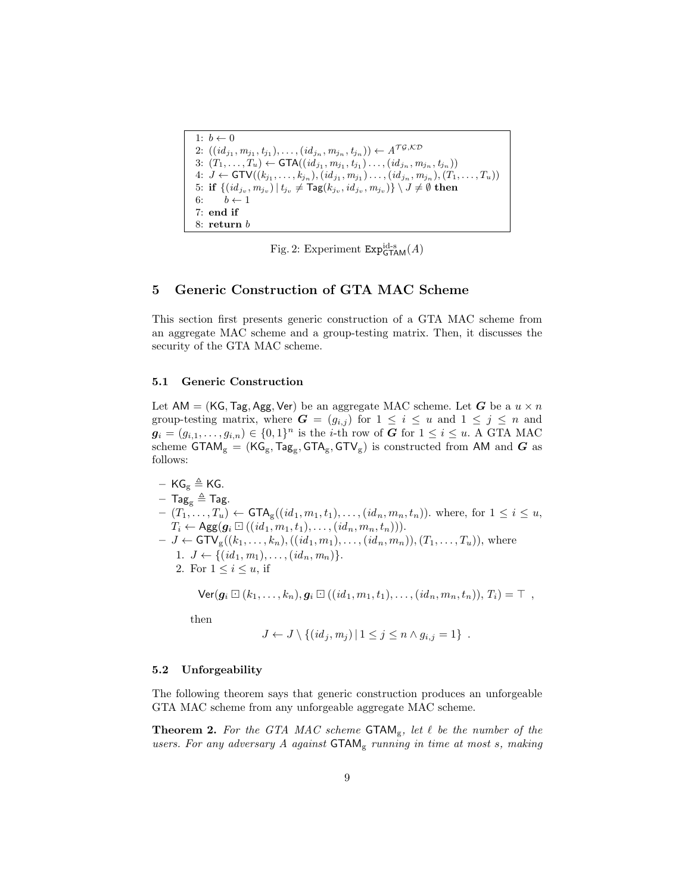```
1: b ← 0
2: ((id_{j_1}, m_{j_1}, t_{j_1}), ..., (id_{j_n}, m_{j_n}, t_{j_n})) ← A^{TG,KD}
3: (T_1, ..., T_u) ← GTA((id_{j_1}, m_{j_1}, t_{j_1}) ..., (id_{j_n}, m_{j_n}, t_{j_n}))
4: J ← GTV((k_{j_1}, ..., k_{j_n}), (id_{j_1}, m_{j_1}) ..., (id_{j_n}, m_{j_n}), (T_1, ..., T_u))
5: if {(id_{j_v}, m_{j_v}) | t_{j_v} ≠ Tag(k_{j_v}, id_{j_v}, m_{j_v})} \ J ≠ ∅ then
6:     b ← 1
7: end if
8: return b
```

Fig. 2: Experiment $\mathsf{Exp}^{\text{id-s}}_{\mathsf{GTAM}}(A)$

## 5 Generic Construction of GTA MAC Scheme

This section first presents generic construction of a GTA MAC scheme from an aggregate MAC scheme and a group-testing matrix. Then, it discusses the security of the GTA MAC scheme.

### 5.1 Generic Construction

Let $\mathsf{AM} = (\mathsf{KG}, \mathsf{Tag}, \mathsf{Agg}, \mathsf{Ver})$ be an aggregate MAC scheme. Let $\boldsymbol{G}$ be a $u \times n$ group-testing matrix, where $\boldsymbol{G} = (g_{i,j})$ for $1 \le i \le u$ and $1 \le j \le n$ and $\boldsymbol{g}_i = (g_{i,1}, \ldots, g_{i,n}) \in \{0,1\}^n$ is the $i$-th row of $\boldsymbol{G}$ for $1 \le i \le u$. A GTA MAC scheme $\mathsf{GTAM}_{\text{g}} = (\mathsf{KG}_{\text{g}}, \mathsf{Tag}_{\text{g}}, \mathsf{GTA}_{\text{g}}, \mathsf{GTV}_{\text{g}})$ is constructed from $\mathsf{AM}$ and $\boldsymbol{G}$ as follows:

- $\mathsf{KG}_{\text{g}} \triangleq \mathsf{KG}$.
- $\mathsf{Tag}_{\text{g}} \triangleq \mathsf{Tag}$.
- $(T_1, \ldots, T_u) \leftarrow \mathsf{GTA}_{\text{g}}((id_1, m_1, t_1), \ldots, (id_n, m_n, t_n))$. where, for $1 \le i \le u$, $T_i \leftarrow \mathsf{Agg}(\boldsymbol{g}_i \boxdot ((id_1, m_1, t_1), \ldots, (id_n, m_n, t_n)))$.
- $J \leftarrow \mathsf{GTV}_{\text{g}}((k_1, \ldots, k_n), ((id_1, m_1), \ldots, (id_n, m_n)), (T_1, \ldots, T_u))$, where
  1. $J \leftarrow \{(id_1, m_1), \ldots, (id_n, m_n)\}$.
  2. For $1 \le i \le u$, if

$$\mathsf{Ver}(\boldsymbol{g}_i \boxdot (k_1, \ldots, k_n), \boldsymbol{g}_i \boxdot ((id_1, m_1, t_1), \ldots, (id_n, m_n, t_n)), T_i) = \top \ ,$$

     then

$$J \leftarrow J \setminus \{(id_j, m_j) \mid 1 \le j \le n \wedge g_{i,j} = 1\} \ .$$

### 5.2 Unforgeability

The following theorem says that generic construction produces an unforgeable GTA MAC scheme from any unforgeable aggregate MAC scheme.

**Theorem 2.** *For the GTA MAC scheme $\mathsf{GTAM}_{\text{g}}$, let $\ell$ be the number of the users. For any adversary $A$ against $\mathsf{GTAM}_{\text{g}}$ running in time at most $s$, making*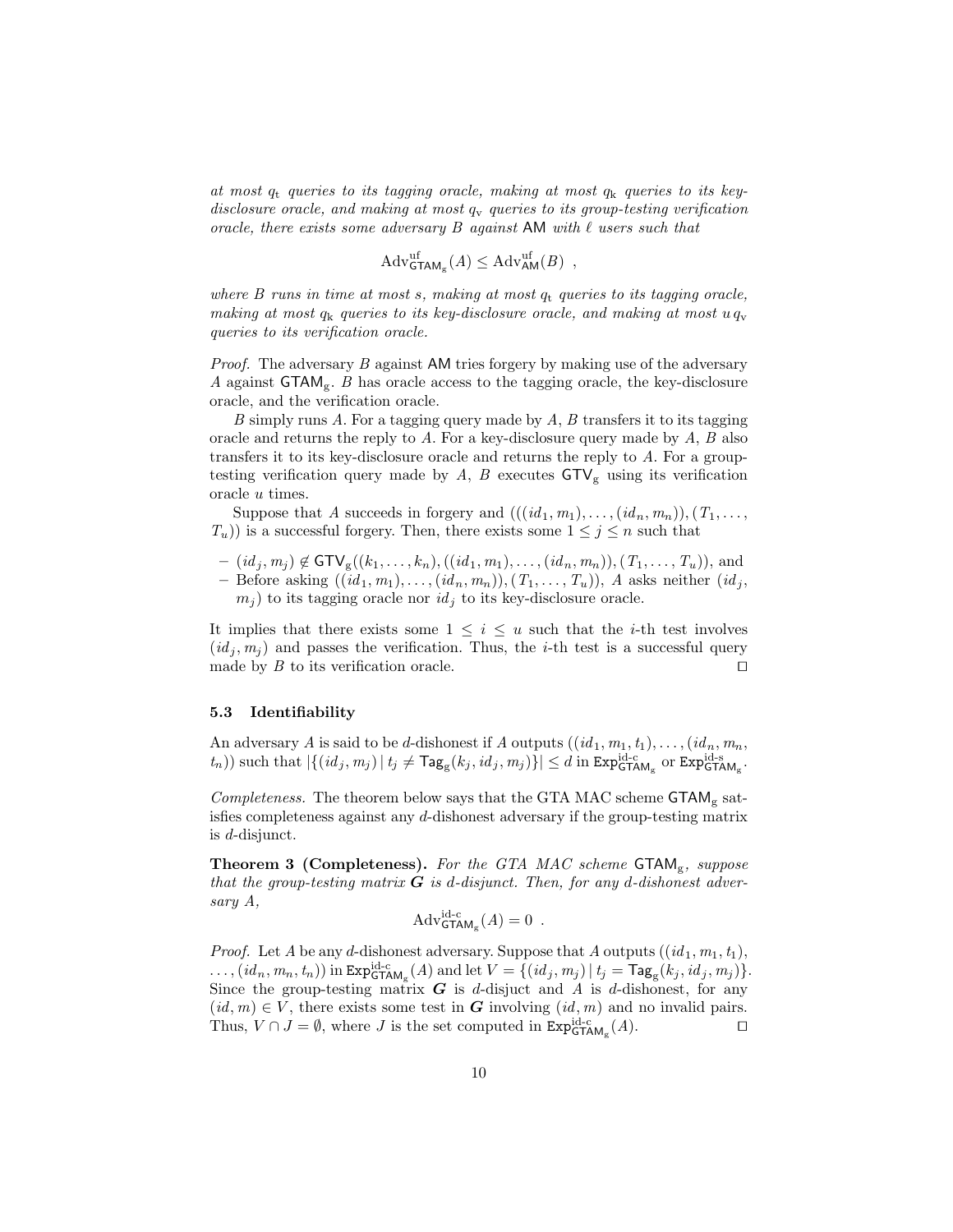*at most $q_{\rm t}$ queries to its tagging oracle, making at most $q_{\rm k}$ queries to its key-disclosure oracle, and making at most $q_{\rm v}$ queries to its group-testing verification oracle, there exists some adversary $B$ against* $\mathsf{AM}$ *with $\ell$ users such that*

$$\mathrm{Adv}^{\mathrm{uf}}_{\mathsf{GTAM}_{\mathrm{g}}}(A) \leq \mathrm{Adv}^{\mathrm{uf}}_{\mathsf{AM}}(B) \ ,$$

*where $B$ runs in time at most $s$, making at most $q_{\rm t}$ queries to its tagging oracle, making at most $q_{\rm k}$ queries to its key-disclosure oracle, and making at most $u\, q_{\rm v}$ queries to its verification oracle.*

*Proof.* The adversary $B$ against $\mathsf{AM}$ tries forgery by making use of the adversary $A$ against $\mathsf{GTAM}_{\mathrm{g}}$. $B$ has oracle access to the tagging oracle, the key-disclosure oracle, and the verification oracle.

$B$ simply runs $A$. For a tagging query made by $A$, $B$ transfers it to its tagging oracle and returns the reply to $A$. For a key-disclosure query made by $A$, $B$ also transfers it to its key-disclosure oracle and returns the reply to $A$. For a group-testing verification query made by $A$, $B$ executes $\mathsf{GTV}_{\mathrm{g}}$ using its verification oracle $u$ times.

Suppose that $A$ succeeds in forgery and $(((id_1, m_1), \ldots, (id_n, m_n)), (T_1, \ldots, T_u))$ is a successful forgery. Then, there exists some $1 \leq j \leq n$ such that

- $(id_j, m_j) \notin \mathsf{GTV}_{\mathrm{g}}((k_1, \ldots, k_n), ((id_1, m_1), \ldots, (id_n, m_n)), (T_1, \ldots, T_u))$, and
- Before asking $((id_1, m_1), \ldots, (id_n, m_n)), (T_1, \ldots, T_u))$, $A$ asks neither $(id_j, m_j)$ to its tagging oracle nor $id_j$ to its key-disclosure oracle.

It implies that there exists some $1 \leq i \leq u$ such that the $i$-th test involves $(id_j, m_j)$ and passes the verification. Thus, the $i$-th test is a successful query made by $B$ to its verification oracle. □

### 5.3 Identifiability

An adversary $A$ is said to be $d$-dishonest if $A$ outputs $((id_1, m_1, t_1), \ldots, (id_n, m_n, t_n))$ such that $|\{(id_j, m_j) \mid t_j \neq \mathsf{Tag}_{\mathrm{g}}(k_j, id_j, m_j)\}| \leq d$ in $\mathtt{Exp}^{\mathrm{id\text{-}c}}_{\mathsf{GTAM}_{\mathrm{g}}}$ or $\mathtt{Exp}^{\mathrm{id\text{-}s}}_{\mathsf{GTAM}_{\mathrm{g}}}$.

*Completeness.* The theorem below says that the GTA MAC scheme $\mathsf{GTAM}_{\mathrm{g}}$ satisfies completeness against any $d$-dishonest adversary if the group-testing matrix is $d$-disjunct.

**Theorem 3 (Completeness).** *For the GTA MAC scheme $\mathsf{GTAM}_{\mathrm{g}}$, suppose that the group-testing matrix $\boldsymbol{G}$ is $d$-disjunct. Then, for any $d$-dishonest adversary $A$,*

$$\mathrm{Adv}^{\mathrm{id\text{-}c}}_{\mathsf{GTAM}_{\mathrm{g}}}(A) = 0 \ .$$

*Proof.* Let $A$ be any $d$-dishonest adversary. Suppose that $A$ outputs $((id_1, m_1, t_1), \ldots, (id_n, m_n, t_n))$ in $\mathtt{Exp}^{\mathrm{id\text{-}c}}_{\mathsf{GTAM}_{\mathrm{g}}}(A)$ and let $V = \{(id_j, m_j) \mid t_j = \mathsf{Tag}_{\mathrm{g}}(k_j, id_j, m_j)\}$. Since the group-testing matrix $\boldsymbol{G}$ is $d$-disjuct and $A$ is $d$-dishonest, for any $(id, m) \in V$, there exists some test in $\boldsymbol{G}$ involving $(id, m)$ and no invalid pairs. Thus, $V \cap J = \emptyset$, where $J$ is the set computed in $\mathtt{Exp}^{\mathrm{id\text{-}c}}_{\mathsf{GTAM}_{\mathrm{g}}}(A)$. □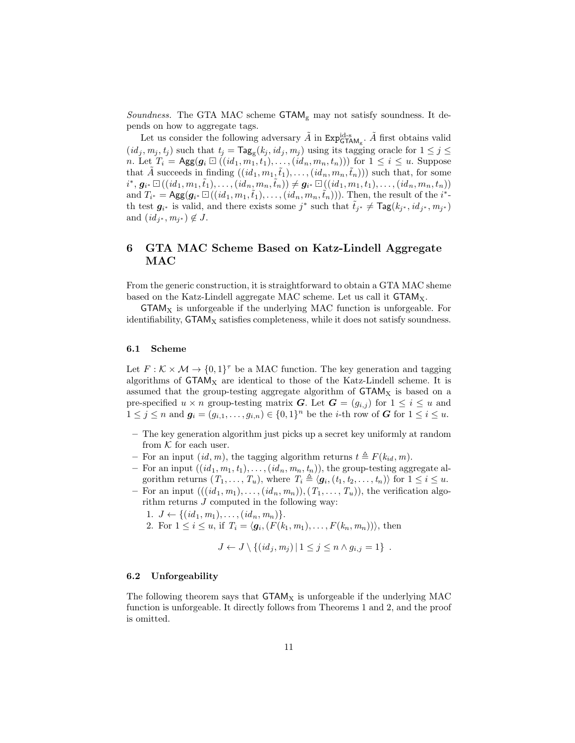*Soundness.* The GTA MAC scheme $\mathsf{GTAM}_\mathrm{g}$ may not satisfy soundness. It depends on how to aggregate tags.

Let us consider the following adversary $\tilde{A}$ in $\mathtt{Exp}^{\text{id-s}}_{\mathsf{GTAM}_\mathrm{g}}$. $\tilde{A}$ first obtains valid $(id_j, m_j, t_j)$ such that $t_j = \mathsf{Tag}_\mathrm{g}(k_j, id_j, m_j)$ using its tagging oracle for $1 \le j \le n$. Let $T_i = \mathsf{Agg}(\boldsymbol{g}_i \boxdot ((id_1, m_1, t_1), \ldots, (id_n, m_n, t_n)))$ for $1 \le i \le u$. Suppose that $\tilde{A}$ succeeds in finding $((id_1, m_1, \tilde{t}_1), \ldots, (id_n, m_n, \tilde{t}_n)))$ such that, for some $i^*$, $\boldsymbol{g}_{i^*} \boxdot ((id_1, m_1, \tilde{t}_1), \ldots, (id_n, m_n, \tilde{t}_n)) \neq \boldsymbol{g}_{i^*} \boxdot ((id_1, m_1, t_1), \ldots, (id_n, m_n, t_n))$ and $T_{i^*} = \mathsf{Agg}(\boldsymbol{g}_{i^*} \boxdot ((id_1, m_1, \tilde{t}_1), \ldots, (id_n, m_n, \tilde{t}_n)))$. Then, the result of the $i^*$-th test $\boldsymbol{g}_{i^*}$ is valid, and there exists some $j^*$ such that $\tilde{t}_{j^*} \neq \mathsf{Tag}(k_{j^*}, id_{j^*}, m_{j^*})$ and $(id_{j^*}, m_{j^*}) \notin J$.

# 6 GTA MAC Scheme Based on Katz-Lindell Aggregate MAC

From the generic construction, it is straightforward to obtain a GTA MAC sheme based on the Katz-Lindell aggregate MAC scheme. Let us call it $\mathsf{GTAM}_\mathrm{X}$.

$\mathsf{GTAM}_\mathrm{X}$ is unforgeable if the underlying MAC function is unforgeable. For identifiability, $\mathsf{GTAM}_\mathrm{X}$ satisfies completeness, while it does not satisfy soundness.

## 6.1 Scheme

Let $F : \mathcal{K} \times \mathcal{M} \to \{0,1\}^\tau$ be a MAC function. The key generation and tagging algorithms of $\mathsf{GTAM}_\mathrm{X}$ are identical to those of the Katz-Lindell scheme. It is assumed that the group-testing aggregate algorithm of $\mathsf{GTAM}_\mathrm{X}$ is based on a pre-specified $u \times n$ group-testing matrix $\boldsymbol{G}$. Let $\boldsymbol{G} = (g_{i,j})$ for $1 \le i \le u$ and $1 \le j \le n$ and $\boldsymbol{g}_i = (g_{i,1}, \ldots, g_{i,n}) \in \{0,1\}^n$ be the $i$-th row of $\boldsymbol{G}$ for $1 \le i \le u$.

- The key generation algorithm just picks up a secret key uniformly at random from $\mathcal{K}$ for each user.
- For an input $(id, m)$, the tagging algorithm returns $t \triangleq F(k_{id}, m)$.
- For an input $((id_1, m_1, t_1), \ldots, (id_n, m_n, t_n))$, the group-testing aggregate algorithm returns $(T_1, \ldots, T_u)$, where $T_i \triangleq \langle \boldsymbol{g}_i, (t_1, t_2, \ldots, t_n) \rangle$ for $1 \le i \le u$.
- For an input $(((id_1, m_1), \ldots, (id_n, m_n)), (T_1, \ldots, T_u))$, the verification algorithm returns $J$ computed in the following way:
  1. $J \leftarrow \{(id_1, m_1), \ldots, (id_n, m_n)\}$.
  2. For $1 \le i \le u$, if $T_i = \langle \boldsymbol{g}_i, (F(k_1, m_1), \ldots, F(k_n, m_n)) \rangle$, then

$$J \leftarrow J \setminus \{(id_j, m_j) \mid 1 \le j \le n \wedge g_{i,j} = 1\} \enspace .$$

## 6.2 Unforgeability

The following theorem says that $\mathsf{GTAM}_\mathrm{X}$ is unforgeable if the underlying MAC function is unforgeable. It directly follows from Theorems 1 and 2, and the proof is omitted.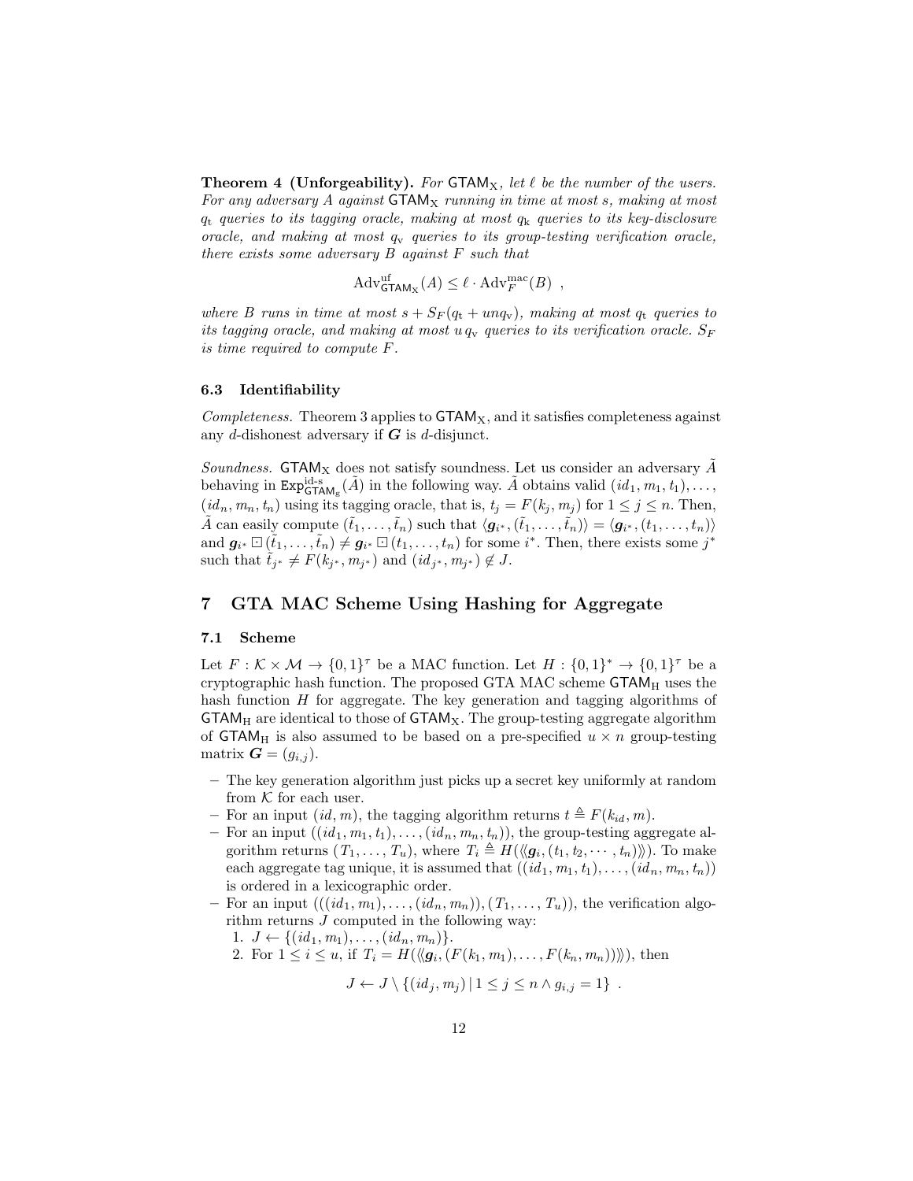**Theorem 4 (Unforgeability).** *For* $\mathsf{GTAM}_{\mathrm{X}}$*, let* $\ell$ *be the number of the users. For any adversary* $A$ *against* $\mathsf{GTAM}_{\mathrm{X}}$ *running in time at most* $s$*, making at most* $q_{\mathrm{t}}$ *queries to its tagging oracle, making at most* $q_{\mathrm{k}}$ *queries to its key-disclosure oracle, and making at most* $q_{\mathrm{v}}$ *queries to its group-testing verification oracle, there exists some adversary* $B$ *against* $F$ *such that*

$$\mathrm{Adv}^{\mathrm{uf}}_{\mathsf{GTAM}_{\mathrm{X}}}(A) \leq \ell \cdot \mathrm{Adv}^{\mathrm{mac}}_{F}(B) \enspace ,$$

*where* $B$ *runs in time at most* $s + S_F(q_{\mathrm{t}} + unq_{\mathrm{v}})$*, making at most* $q_{\mathrm{t}}$ *queries to its tagging oracle, and making at most* $u\,q_{\mathrm{v}}$ *queries to its verification oracle.* $S_F$ *is time required to compute* $F$*.*

### 6.3 Identifiability

*Completeness.* Theorem 3 applies to $\mathsf{GTAM}_{\mathrm{X}}$, and it satisfies completeness against any $d$-dishonest adversary if $\boldsymbol{G}$ is $d$-disjunct.

*Soundness.* $\mathsf{GTAM}_{\mathrm{X}}$ does not satisfy soundness. Let us consider an adversary $\tilde{A}$ behaving in $\mathtt{Exp}^{\mathrm{id\text{-}s}}_{\mathsf{GTAM}_{\mathrm{g}}}(\tilde{A})$ in the following way. $\tilde{A}$ obtains valid $(id_1, m_1, t_1), \ldots,$ $(id_n, m_n, t_n)$ using its tagging oracle, that is, $t_j = F(k_j, m_j)$ for $1 \leq j \leq n$. Then, $\tilde{A}$ can easily compute $(\tilde{t}_1, \ldots, \tilde{t}_n)$ such that $\langle \boldsymbol{g}_{i^*}, (\tilde{t}_1, \ldots, \tilde{t}_n) \rangle = \langle \boldsymbol{g}_{i^*}, (t_1, \ldots, t_n) \rangle$ and $\boldsymbol{g}_{i^*} \boxdot (\tilde{t}_1, \ldots, \tilde{t}_n) \neq \boldsymbol{g}_{i^*} \boxdot (t_1, \ldots, t_n)$ for some $i^*$. Then, there exists some $j^*$ such that $\tilde{t}_{j^*} \neq F(k_{j^*}, m_{j^*})$ and $(id_{j^*}, m_{j^*}) \notin J$.

## 7 GTA MAC Scheme Using Hashing for Aggregate

### 7.1 Scheme

Let $F : \mathcal{K} \times \mathcal{M} \to \{0,1\}^\tau$ be a MAC function. Let $H : \{0,1\}^* \to \{0,1\}^\tau$ be a cryptographic hash function. The proposed GTA MAC scheme $\mathsf{GTAM}_{\mathrm{H}}$ uses the hash function $H$ for aggregate. The key generation and tagging algorithms of $\mathsf{GTAM}_{\mathrm{H}}$ are identical to those of $\mathsf{GTAM}_{\mathrm{X}}$. The group-testing aggregate algorithm of $\mathsf{GTAM}_{\mathrm{H}}$ is also assumed to be based on a pre-specified $u \times n$ group-testing matrix $\boldsymbol{G} = (g_{i,j})$.

- The key generation algorithm just picks up a secret key uniformly at random from $\mathcal{K}$ for each user.
- For an input $(id, m)$, the tagging algorithm returns $t \triangleq F(k_{id}, m)$.
- For an input $((id_1, m_1, t_1), \ldots, (id_n, m_n, t_n))$, the group-testing aggregate algorithm returns $(T_1, \ldots, T_u)$, where $T_i \triangleq H(\langle\!\langle \boldsymbol{g}_i, (t_1, t_2, \cdots, t_n) \rangle\!\rangle)$. To make each aggregate tag unique, it is assumed that $((id_1, m_1, t_1), \ldots, (id_n, m_n, t_n))$ is ordered in a lexicographic order.
- For an input $(((id_1, m_1), \ldots, (id_n, m_n)), (T_1, \ldots, T_u))$, the verification algorithm returns $J$ computed in the following way:
  1. $J \leftarrow \{(id_1, m_1), \ldots, (id_n, m_n)\}$.
  2. For $1 \leq i \leq u$, if $T_i = H(\langle\!\langle \boldsymbol{g}_i, (F(k_1, m_1), \ldots, F(k_n, m_n)) \rangle\!\rangle)$, then

$$J \leftarrow J \setminus \{(id_j, m_j) \,|\, 1 \leq j \leq n \wedge g_{i,j} = 1\} \enspace .$$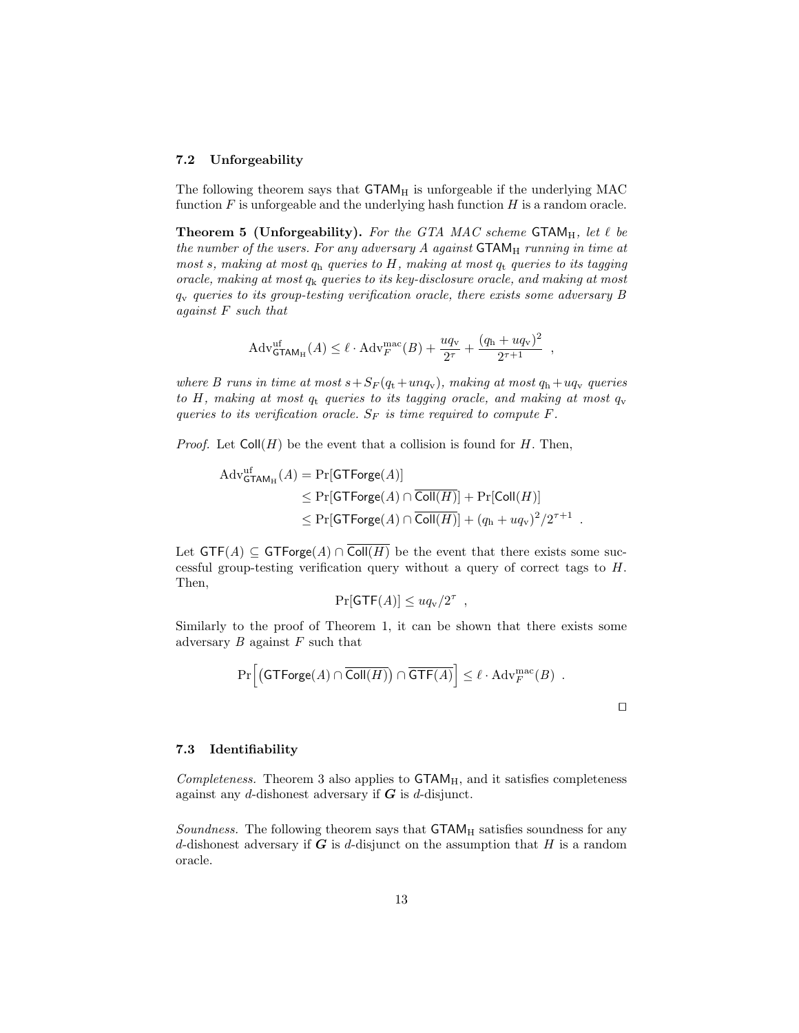### 7.2 Unforgeability

The following theorem says that $\mathsf{GTAM}_{\mathrm{H}}$ is unforgeable if the underlying MAC function $F$ is unforgeable and the underlying hash function $H$ is a random oracle.

**Theorem 5 (Unforgeability).** *For the GTA MAC scheme $\mathsf{GTAM}_{\mathrm{H}}$, let $\ell$ be the number of the users. For any adversary $A$ against $\mathsf{GTAM}_{\mathrm{H}}$ running in time at most $s$, making at most $q_{\mathrm{h}}$ queries to $H$, making at most $q_{\mathrm{t}}$ queries to its tagging oracle, making at most $q_{\mathrm{k}}$ queries to its key-disclosure oracle, and making at most $q_{\mathrm{v}}$ queries to its group-testing verification oracle, there exists some adversary $B$ against $F$ such that*

$$\mathrm{Adv}^{\mathrm{uf}}_{\mathsf{GTAM}_{\mathrm{H}}}(A) \leq \ell \cdot \mathrm{Adv}^{\mathrm{mac}}_{F}(B) + \frac{uq_{\mathrm{v}}}{2^{\tau}} + \frac{(q_{\mathrm{h}} + uq_{\mathrm{v}})^2}{2^{\tau+1}} \ ,$$

*where $B$ runs in time at most $s + S_F(q_{\mathrm{t}} + unq_{\mathrm{v}})$, making at most $q_{\mathrm{h}} + uq_{\mathrm{v}}$ queries to $H$, making at most $q_{\mathrm{t}}$ queries to its tagging oracle, and making at most $q_{\mathrm{v}}$ queries to its verification oracle. $S_F$ is time required to compute $F$.*

*Proof.* Let $\mathsf{Coll}(H)$ be the event that a collision is found for $H$. Then,

$$\begin{aligned}
\mathrm{Adv}^{\mathrm{uf}}_{\mathsf{GTAM}_{\mathrm{H}}}(A) &= \Pr[\mathsf{GTForge}(A)] \\
&\leq \Pr[\mathsf{GTForge}(A) \cap \overline{\mathsf{Coll}(H)}] + \Pr[\mathsf{Coll}(H)] \\
&\leq \Pr[\mathsf{GTForge}(A) \cap \overline{\mathsf{Coll}(H)}] + (q_{\mathrm{h}} + uq_{\mathrm{v}})^2/2^{\tau+1} \ .
\end{aligned}$$

Let $\mathsf{GTF}(A) \subseteq \mathsf{GTForge}(A) \cap \overline{\mathsf{Coll}(H)}$ be the event that there exists some successful group-testing verification query without a query of correct tags to $H$. Then,

$$\Pr[\mathsf{GTF}(A)] \leq uq_{\mathrm{v}}/2^{\tau} \ ,$$

Similarly to the proof of Theorem 1, it can be shown that there exists some adversary $B$ against $F$ such that

$$\Pr\Big[\big(\mathsf{GTForge}(A) \cap \overline{\mathsf{Coll}(H)}\big) \cap \overline{\mathsf{GTF}(A)}\Big] \leq \ell \cdot \mathrm{Adv}^{\mathrm{mac}}_{F}(B) \ .$$

$\square$

### 7.3 Identifiability

*Completeness.* Theorem 3 also applies to $\mathsf{GTAM}_{\mathrm{H}}$, and it satisfies completeness against any $d$-dishonest adversary if $\boldsymbol{G}$ is $d$-disjunct.

*Soundness.* The following theorem says that $\mathsf{GTAM}_{\mathrm{H}}$ satisfies soundness for any $d$-dishonest adversary if $\boldsymbol{G}$ is $d$-disjunct on the assumption that $H$ is a random oracle.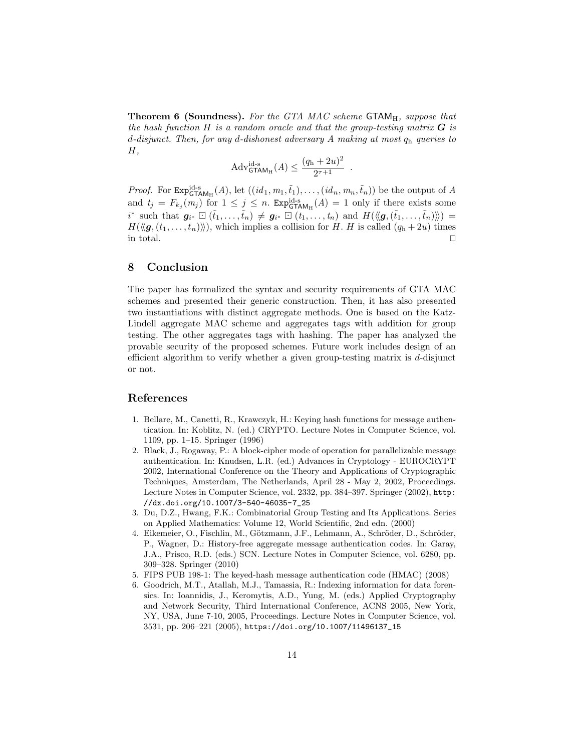**Theorem 6 (Soundness).** *For the GTA MAC scheme $\mathsf{GTAM}_{\mathrm{H}}$, suppose that the hash function $H$ is a random oracle and that the group-testing matrix $\boldsymbol{G}$ is $d$-disjunct. Then, for any $d$-dishonest adversary $A$ making at most $q_{\mathrm{h}}$ queries to $H$,*

$$\mathrm{Adv}^{\mathrm{id\text{-}s}}_{\mathsf{GTAM}_{\mathrm{H}}}(A) \leq \frac{(q_{\mathrm{h}} + 2u)^2}{2^{\tau+1}} \ .$$

*Proof.* For $\mathtt{Exp}^{\mathrm{id\text{-}s}}_{\mathsf{GTAM}_{\mathrm{H}}}(A)$, let $((id_1, m_1, \tilde{t}_1), \ldots, (id_n, m_n, \tilde{t}_n))$ be the output of $A$ and $t_j = F_{k_j}(m_j)$ for $1 \leq j \leq n$. $\mathtt{Exp}^{\mathrm{id\text{-}s}}_{\mathsf{GTAM}_{\mathrm{H}}}(A) = 1$ only if there exists some $i^*$ such that $\boldsymbol{g}_{i^*} \boxdot (\tilde{t}_1, \ldots, \tilde{t}_n) \neq \boldsymbol{g}_{i^*} \boxdot (t_1, \ldots, t_n)$ and $H(\langle\!\langle \boldsymbol{g}, (\tilde{t}_1, \ldots, \tilde{t}_n) \rangle\!\rangle) = H(\langle\!\langle \boldsymbol{g}, (t_1, \ldots, t_n) \rangle\!\rangle)$, which implies a collision for $H$. $H$ is called $(q_{\mathrm{h}} + 2u)$ times in total. $\square$

## 8 Conclusion

The paper has formalized the syntax and security requirements of GTA MAC schemes and presented their generic construction. Then, it has also presented two instantiations with distinct aggregate methods. One is based on the Katz-Lindell aggregate MAC scheme and aggregates tags with addition for group testing. The other aggregates tags with hashing. The paper has analyzed the provable security of the proposed schemes. Future work includes design of an efficient algorithm to verify whether a given group-testing matrix is $d$-disjunct or not.

## References

1. Bellare, M., Canetti, R., Krawczyk, H.: Keying hash functions for message authentication. In: Koblitz, N. (ed.) CRYPTO. Lecture Notes in Computer Science, vol. 1109, pp. 1–15. Springer (1996)
2. Black, J., Rogaway, P.: A block-cipher mode of operation for parallelizable message authentication. In: Knudsen, L.R. (ed.) Advances in Cryptology - EUROCRYPT 2002, International Conference on the Theory and Applications of Cryptographic Techniques, Amsterdam, The Netherlands, April 28 - May 2, 2002, Proceedings. Lecture Notes in Computer Science, vol. 2332, pp. 384–397. Springer (2002), `http://dx.doi.org/10.1007/3-540-46035-7_25`
3. Du, D.Z., Hwang, F.K.: Combinatorial Group Testing and Its Applications. Series on Applied Mathematics: Volume 12, World Scientific, 2nd edn. (2000)
4. Eikemeier, O., Fischlin, M., Götzmann, J.F., Lehmann, A., Schröder, D., Schröder, P., Wagner, D.: History-free aggregate message authentication codes. In: Garay, J.A., Prisco, R.D. (eds.) SCN. Lecture Notes in Computer Science, vol. 6280, pp. 309–328. Springer (2010)
5. FIPS PUB 198-1: The keyed-hash message authentication code (HMAC) (2008)
6. Goodrich, M.T., Atallah, M.J., Tamassia, R.: Indexing information for data forensics. In: Ioannidis, J., Keromytis, A.D., Yung, M. (eds.) Applied Cryptography and Network Security, Third International Conference, ACNS 2005, New York, NY, USA, June 7-10, 2005, Proceedings. Lecture Notes in Computer Science, vol. 3531, pp. 206–221 (2005), `https://doi.org/10.1007/11496137_15`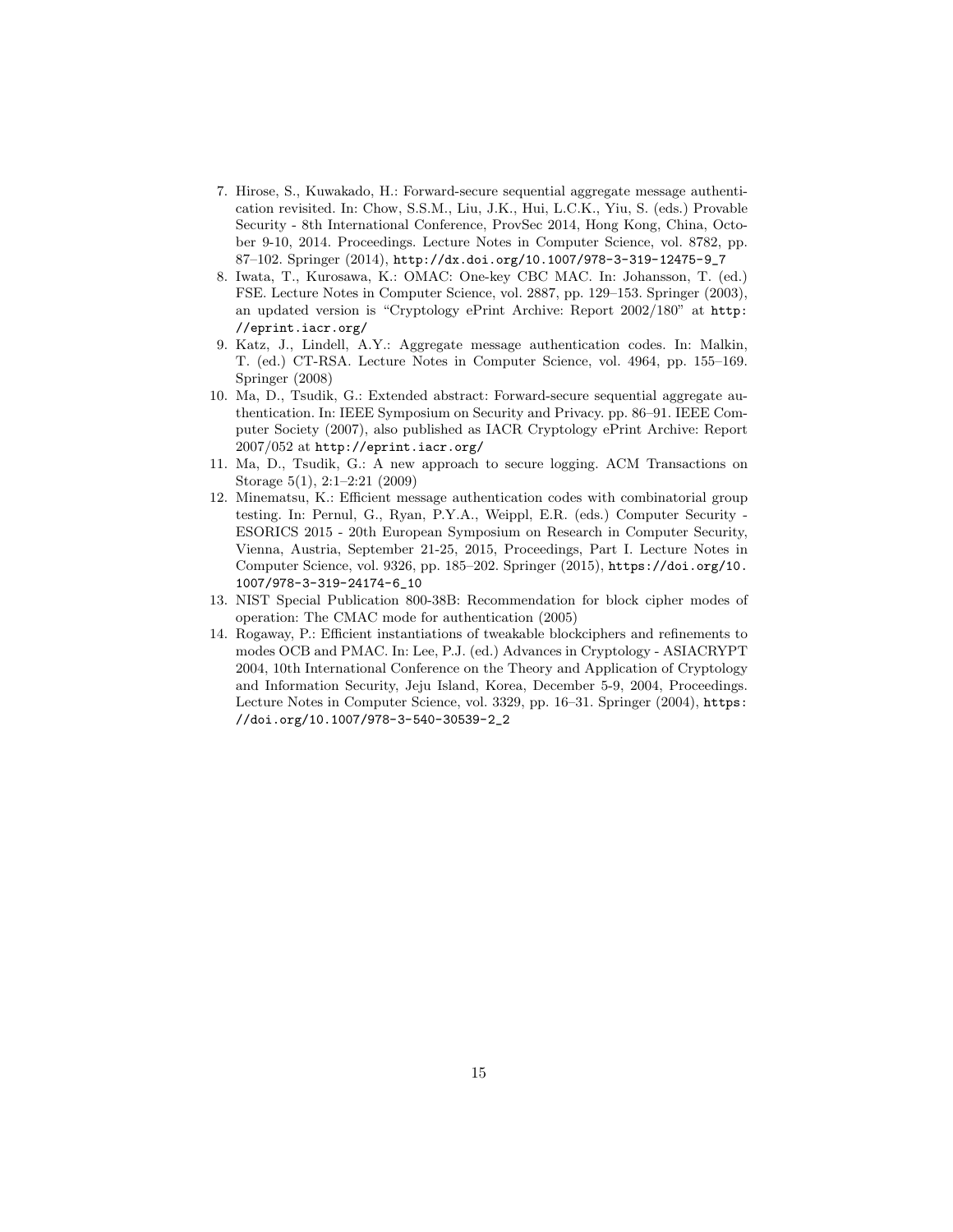7. Hirose, S., Kuwakado, H.: Forward-secure sequential aggregate message authentication revisited. In: Chow, S.S.M., Liu, J.K., Hui, L.C.K., Yiu, S. (eds.) Provable Security - 8th International Conference, ProvSec 2014, Hong Kong, China, October 9-10, 2014. Proceedings. Lecture Notes in Computer Science, vol. 8782, pp. 87–102. Springer (2014), http://dx.doi.org/10.1007/978-3-319-12475-9_7
8. Iwata, T., Kurosawa, K.: OMAC: One-key CBC MAC. In: Johansson, T. (ed.) FSE. Lecture Notes in Computer Science, vol. 2887, pp. 129–153. Springer (2003), an updated version is "Cryptology ePrint Archive: Report 2002/180" at http://eprint.iacr.org/
9. Katz, J., Lindell, A.Y.: Aggregate message authentication codes. In: Malkin, T. (ed.) CT-RSA. Lecture Notes in Computer Science, vol. 4964, pp. 155–169. Springer (2008)
10. Ma, D., Tsudik, G.: Extended abstract: Forward-secure sequential aggregate authentication. In: IEEE Symposium on Security and Privacy. pp. 86–91. IEEE Computer Society (2007), also published as IACR Cryptology ePrint Archive: Report 2007/052 at http://eprint.iacr.org/
11. Ma, D., Tsudik, G.: A new approach to secure logging. ACM Transactions on Storage 5(1), 2:1–2:21 (2009)
12. Minematsu, K.: Efficient message authentication codes with combinatorial group testing. In: Pernul, G., Ryan, P.Y.A., Weippl, E.R. (eds.) Computer Security - ESORICS 2015 - 20th European Symposium on Research in Computer Security, Vienna, Austria, September 21-25, 2015, Proceedings, Part I. Lecture Notes in Computer Science, vol. 9326, pp. 185–202. Springer (2015), https://doi.org/10.1007/978-3-319-24174-6_10
13. NIST Special Publication 800-38B: Recommendation for block cipher modes of operation: The CMAC mode for authentication (2005)
14. Rogaway, P.: Efficient instantiations of tweakable blockciphers and refinements to modes OCB and PMAC. In: Lee, P.J. (ed.) Advances in Cryptology - ASIACRYPT 2004, 10th International Conference on the Theory and Application of Cryptology and Information Security, Jeju Island, Korea, December 5-9, 2004, Proceedings. Lecture Notes in Computer Science, vol. 3329, pp. 16–31. Springer (2004), https://doi.org/10.1007/978-3-540-30539-2_2